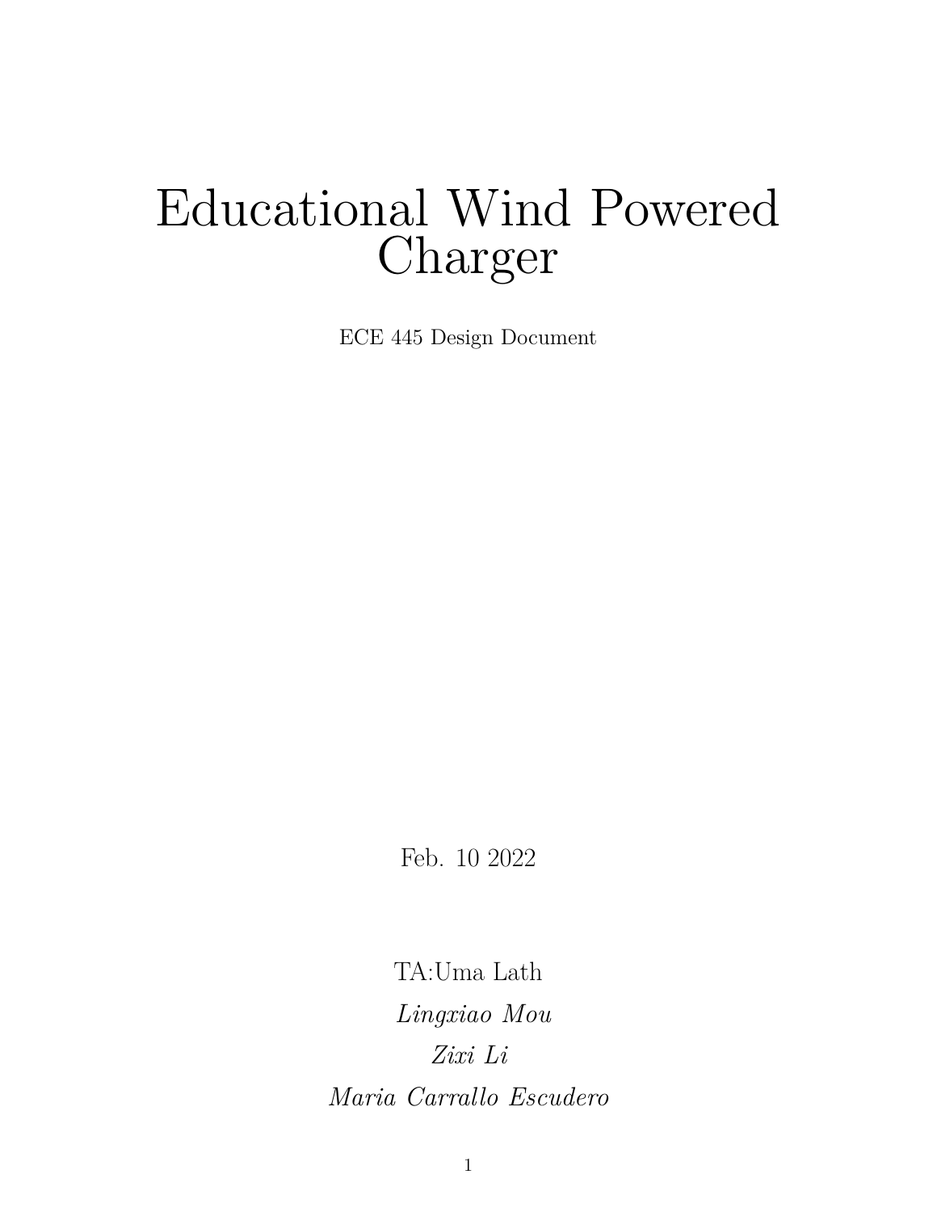# Educational Wind Powered Charger

ECE 445 Design Document

Feb. 10 2022

TA:Uma Lath

*Lingxiao Mou*

*Zixi Li*

*Maria Carrallo Escudero*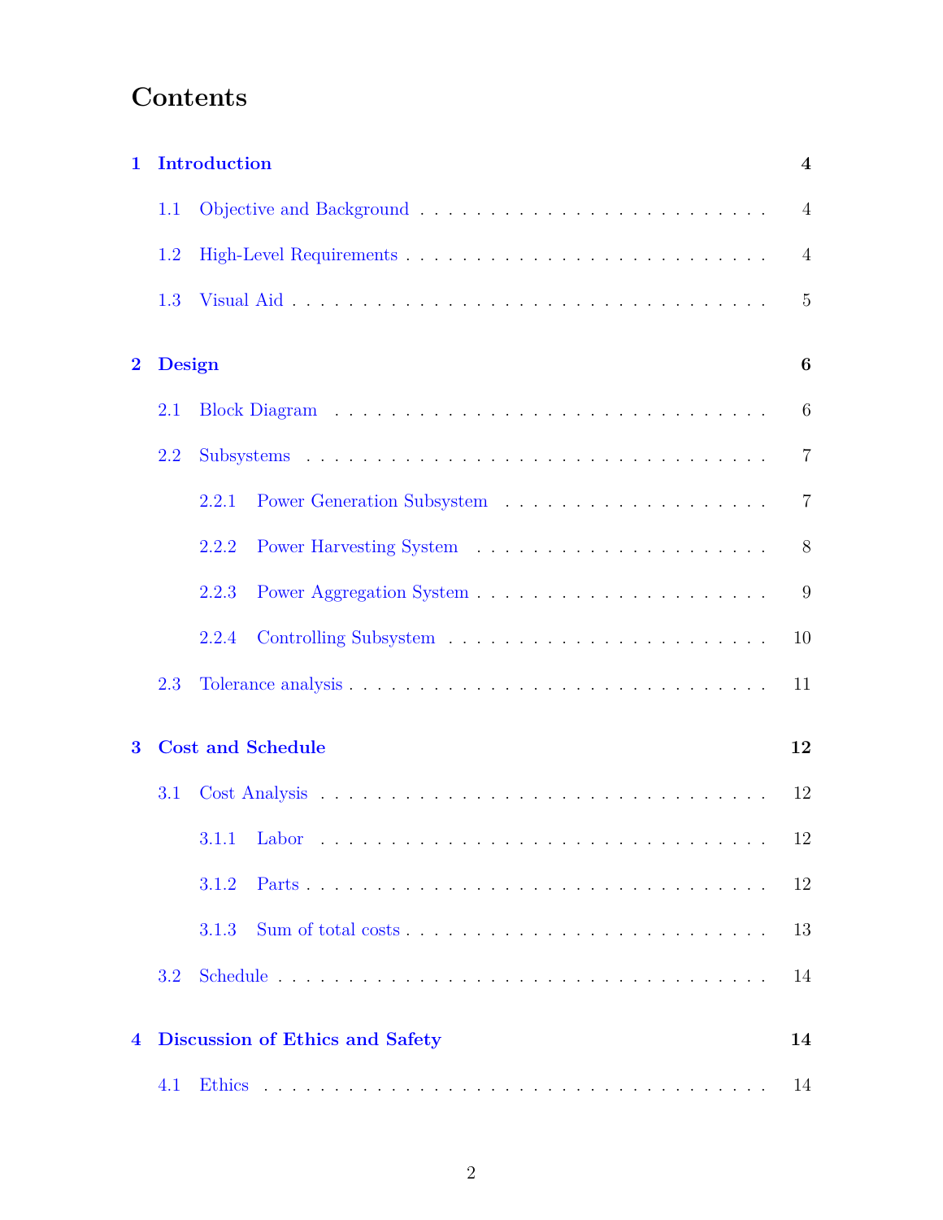# Contents

**1 Introduction** **4**

1.1 Objective and Background . . . . . . . . . . . . . . . . . . . . . . . . . . . 4

1.2 High-Level Requirements . . . . . . . . . . . . . . . . . . . . . . . . . . . 4

1.3 Visual Aid . . . . . . . . . . . . . . . . . . . . . . . . . . . . . . . . . . 5

**2 Design** **6**

2.1 Block Diagram . . . . . . . . . . . . . . . . . . . . . . . . . . . . . . . . 6

2.2 Subsystems . . . . . . . . . . . . . . . . . . . . . . . . . . . . . . . . . . 7

2.2.1 Power Generation Subsystem . . . . . . . . . . . . . . . . . . . . 7

2.2.2 Power Harvesting System . . . . . . . . . . . . . . . . . . . . . . 8

2.2.3 Power Aggregation System . . . . . . . . . . . . . . . . . . . . . . 9

2.2.4 Controlling Subsystem . . . . . . . . . . . . . . . . . . . . . . . . 10

2.3 Tolerance analysis . . . . . . . . . . . . . . . . . . . . . . . . . . . . . . 11

**3 Cost and Schedule** **12**

3.1 Cost Analysis . . . . . . . . . . . . . . . . . . . . . . . . . . . . . . . . . 12

3.1.1 Labor . . . . . . . . . . . . . . . . . . . . . . . . . . . . . . . . . 12

3.1.2 Parts . . . . . . . . . . . . . . . . . . . . . . . . . . . . . . . . . . 12

3.1.3 Sum of total costs . . . . . . . . . . . . . . . . . . . . . . . . . . . 13

3.2 Schedule . . . . . . . . . . . . . . . . . . . . . . . . . . . . . . . . . . . . 14

**4 Discussion of Ethics and Safety** **14**

4.1 Ethics . . . . . . . . . . . . . . . . . . . . . . . . . . . . . . . . . . . . . 14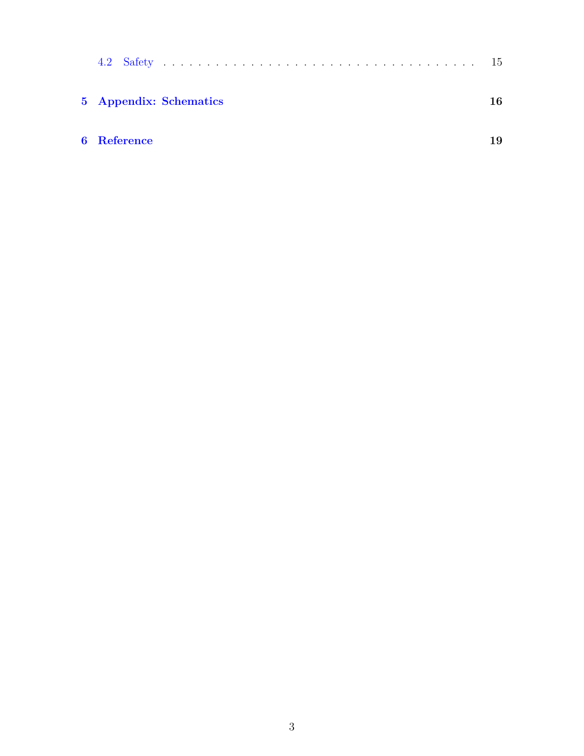4.2 Safety . . . . . . . . . . . . . . . . . . . . . . . . . . . . . . . . . . . 15

**5 Appendix: Schematics** **16**

**6 Reference** **19**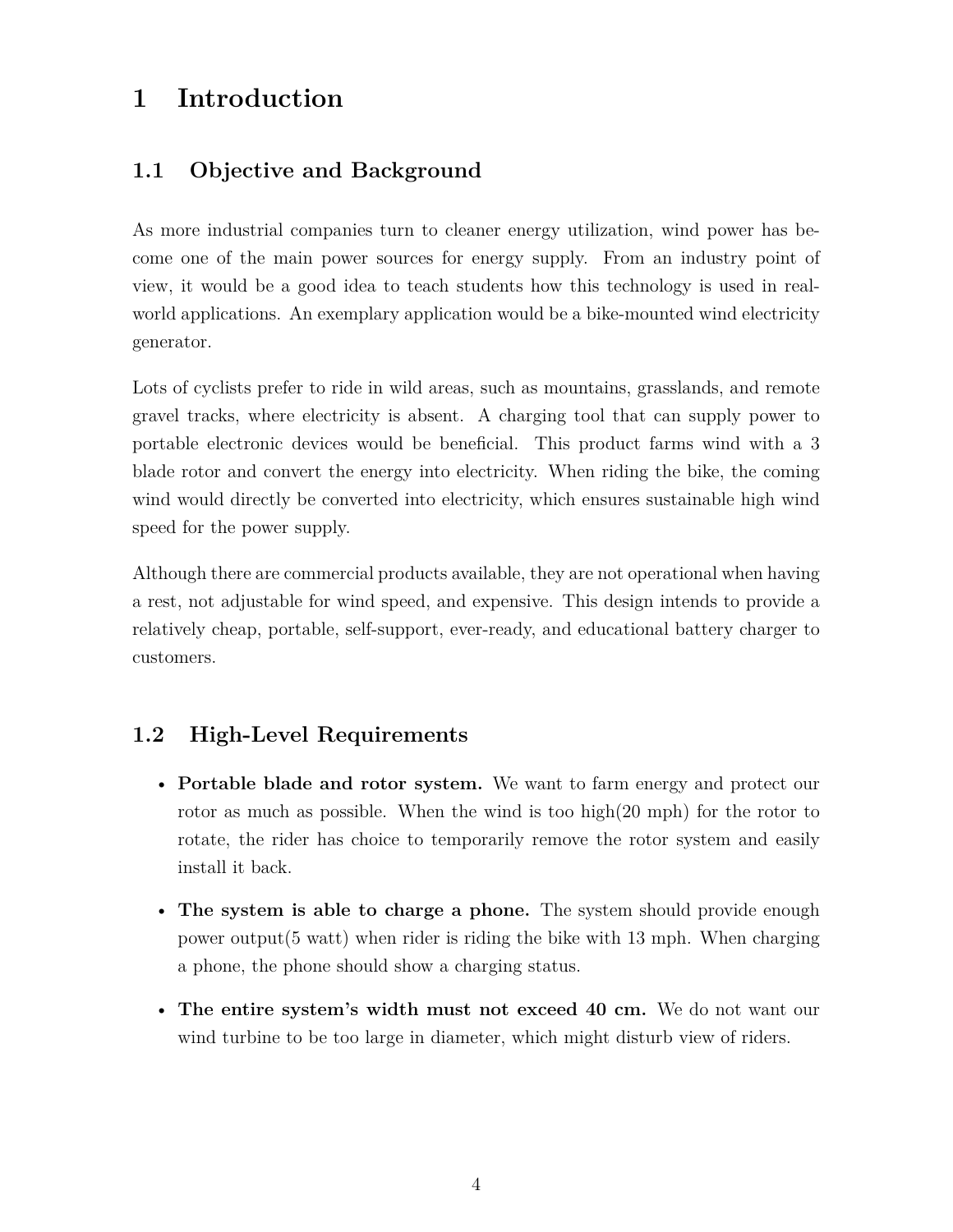# 1 Introduction

## 1.1 Objective and Background

As more industrial companies turn to cleaner energy utilization, wind power has become one of the main power sources for energy supply. From an industry point of view, it would be a good idea to teach students how this technology is used in real-world applications. An exemplary application would be a bike-mounted wind electricity generator.

Lots of cyclists prefer to ride in wild areas, such as mountains, grasslands, and remote gravel tracks, where electricity is absent. A charging tool that can supply power to portable electronic devices would be beneficial. This product farms wind with a 3 blade rotor and convert the energy into electricity. When riding the bike, the coming wind would directly be converted into electricity, which ensures sustainable high wind speed for the power supply.

Although there are commercial products available, they are not operational when having a rest, not adjustable for wind speed, and expensive. This design intends to provide a relatively cheap, portable, self-support, ever-ready, and educational battery charger to customers.

## 1.2 High-Level Requirements

- **Portable blade and rotor system.** We want to farm energy and protect our rotor as much as possible. When the wind is too high(20 mph) for the rotor to rotate, the rider has choice to temporarily remove the rotor system and easily install it back.
- **The system is able to charge a phone.** The system should provide enough power output(5 watt) when rider is riding the bike with 13 mph. When charging a phone, the phone should show a charging status.
- **The entire system's width must not exceed 40 cm.** We do not want our wind turbine to be too large in diameter, which might disturb view of riders.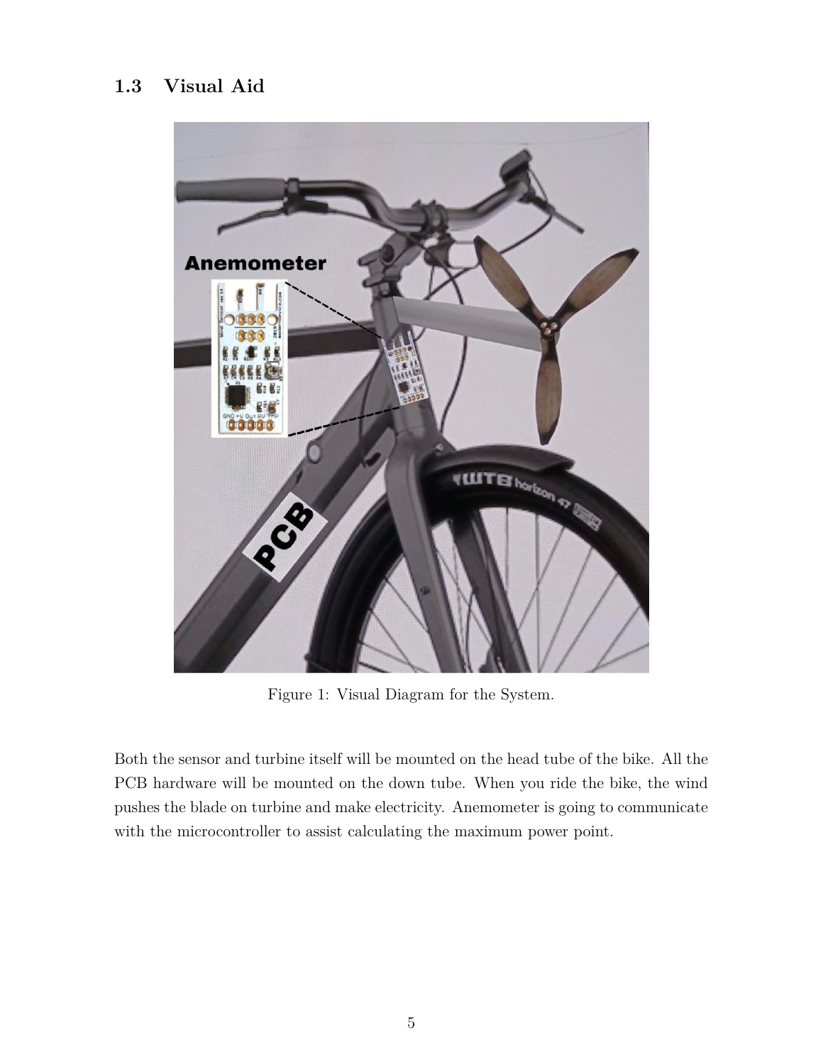### 1.3 Visual Aid

Figure 1: Visual Diagram for the System.

Both the sensor and turbine itself will be mounted on the head tube of the bike. All the PCB hardware will be mounted on the down tube. When you ride the bike, the wind pushes the blade on turbine and make electricity. Anemometer is going to communicate with the microcontroller to assist calculating the maximum power point.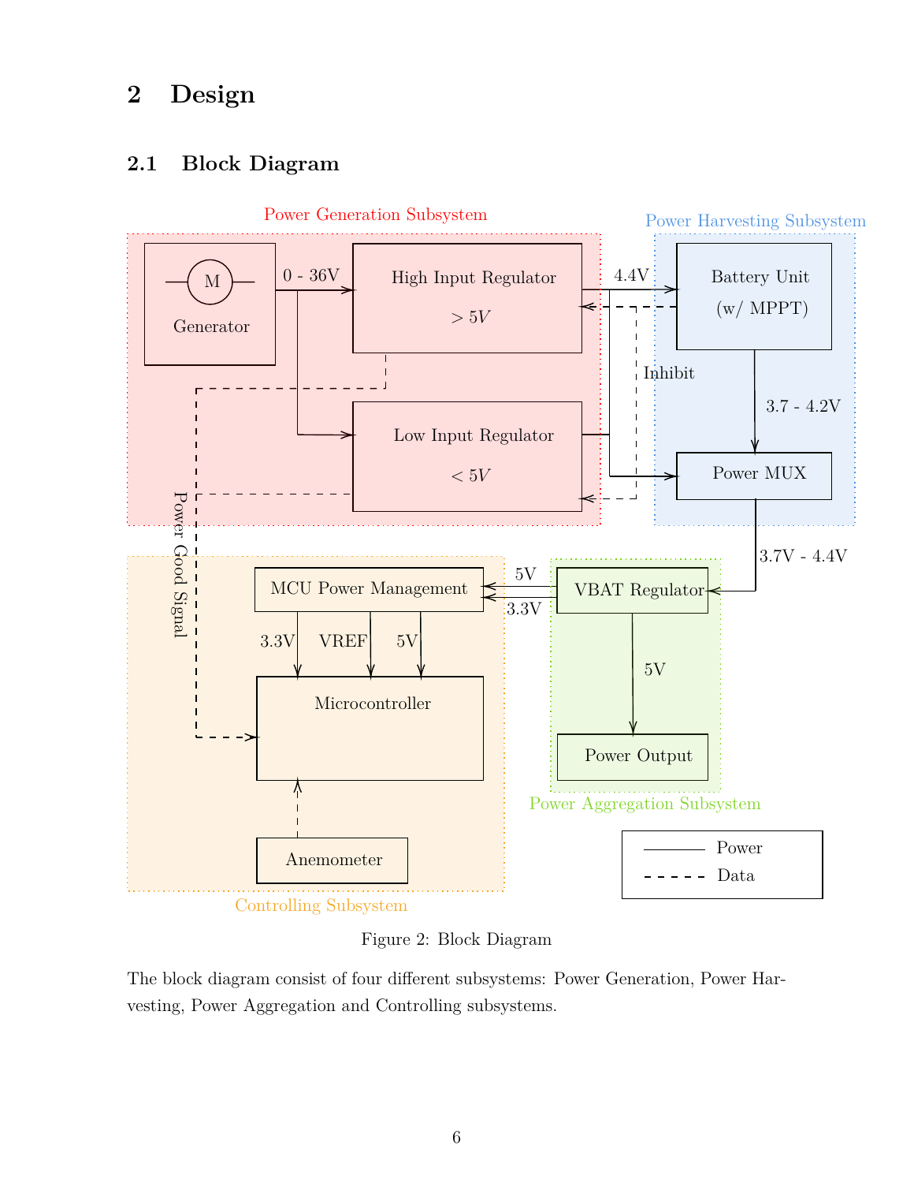# 2 Design

## 2.1 Block Diagram

Figure 2: Block Diagram

The block diagram consist of four different subsystems: Power Generation, Power Harvesting, Power Aggregation and Controlling subsystems.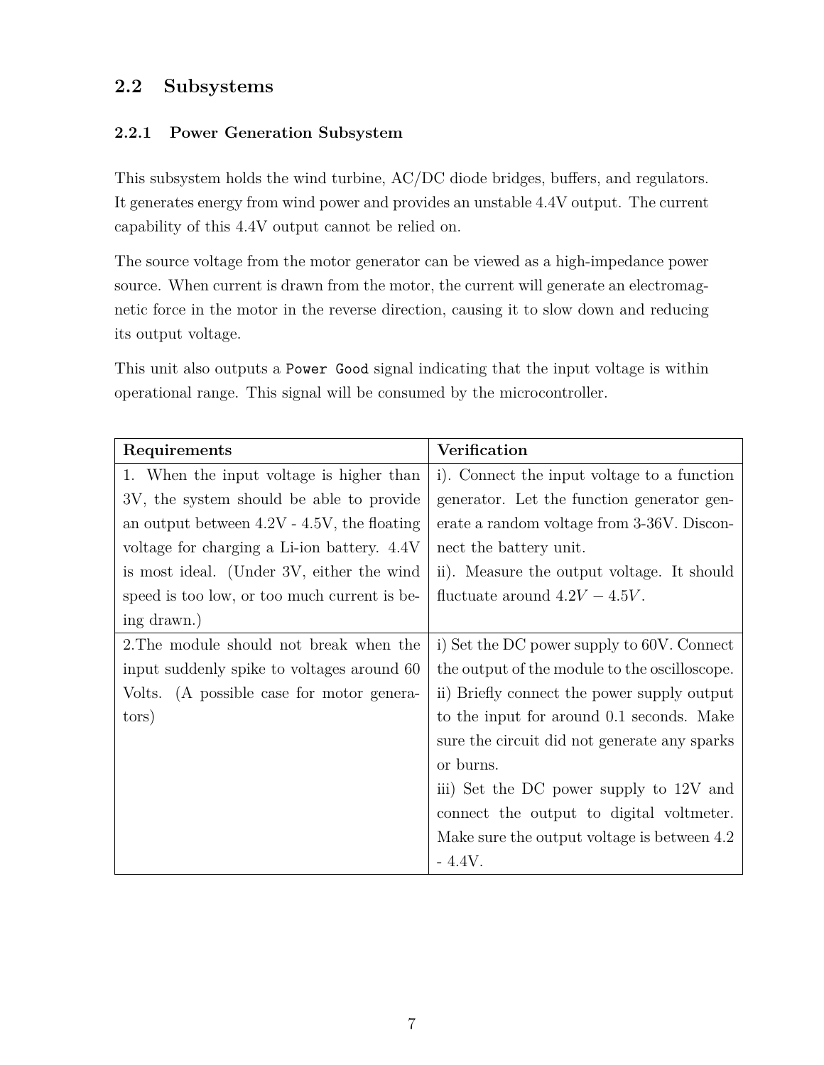## 2.2 Subsystems

### 2.2.1 Power Generation Subsystem

This subsystem holds the wind turbine, AC/DC diode bridges, buffers, and regulators. It generates energy from wind power and provides an unstable 4.4V output. The current capability of this 4.4V output cannot be relied on.

The source voltage from the motor generator can be viewed as a high-impedance power source. When current is drawn from the motor, the current will generate an electromagnetic force in the motor in the reverse direction, causing it to slow down and reducing its output voltage.

This unit also outputs a `Power Good` signal indicating that the input voltage is within operational range. This signal will be consumed by the microcontroller.

| Requirements | Verification |
| --- | --- |
| 1. When the input voltage is higher than 3V, the system should be able to provide an output between 4.2V - 4.5V, the floating voltage for charging a Li-ion battery. 4.4V is most ideal. (Under 3V, either the wind speed is too low, or too much current is being drawn.) | i). Connect the input voltage to a function generator. Let the function generator generate a random voltage from 3-36V. Disconnect the battery unit.<br>ii). Measure the output voltage. It should fluctuate around $4.2V - 4.5V$. |
| 2.The module should not break when the input suddenly spike to voltages around 60 Volts. (A possible case for motor generators) | i) Set the DC power supply to 60V. Connect the output of the module to the oscilloscope.<br>ii) Briefly connect the power supply output to the input for around 0.1 seconds. Make sure the circuit did not generate any sparks or burns.<br>iii) Set the DC power supply to 12V and connect the output to digital voltmeter. Make sure the output voltage is between 4.2 - 4.4V. |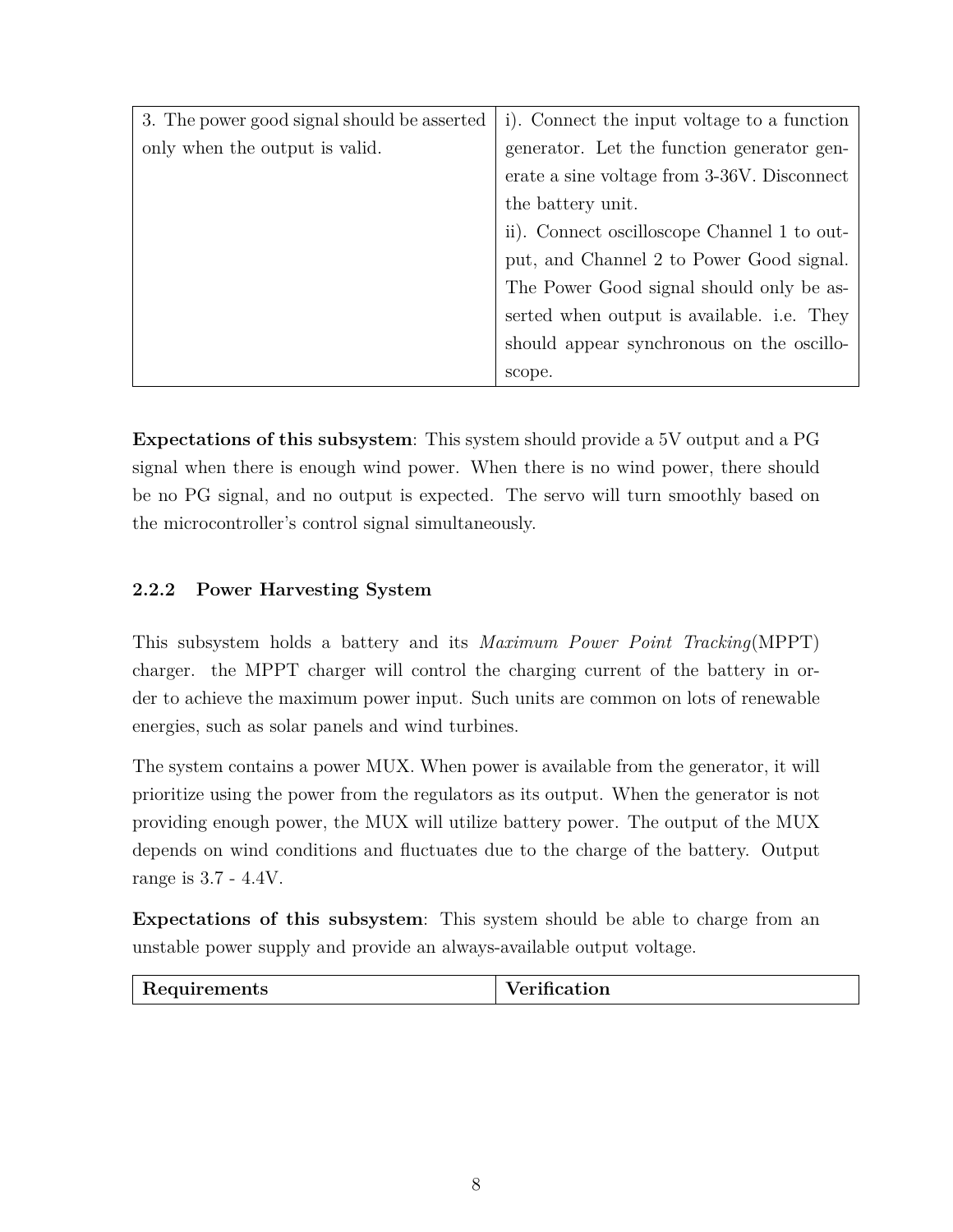| | |
|---|---|
| 3. The power good signal should be asserted only when the output is valid. | i). Connect the input voltage to a function generator. Let the function generator generate a sine voltage from 3-36V. Disconnect the battery unit.<br>ii). Connect oscilloscope Channel 1 to output, and Channel 2 to Power Good signal. The Power Good signal should only be asserted when output is available. i.e. They should appear synchronous on the oscilloscope. |

**Expectations of this subsystem**: This system should provide a 5V output and a PG signal when there is enough wind power. When there is no wind power, there should be no PG signal, and no output is expected. The servo will turn smoothly based on the microcontroller's control signal simultaneously.

### 2.2.2 Power Harvesting System

This subsystem holds a battery and its *Maximum Power Point Tracking*(MPPT) charger. the MPPT charger will control the charging current of the battery in order to achieve the maximum power input. Such units are common on lots of renewable energies, such as solar panels and wind turbines.

The system contains a power MUX. When power is available from the generator, it will prioritize using the power from the regulators as its output. When the generator is not providing enough power, the MUX will utilize battery power. The output of the MUX depends on wind conditions and fluctuates due to the charge of the battery. Output range is 3.7 - 4.4V.

**Expectations of this subsystem**: This system should be able to charge from an unstable power supply and provide an always-available output voltage.

| **Requirements** | **Verification** |
|---|---|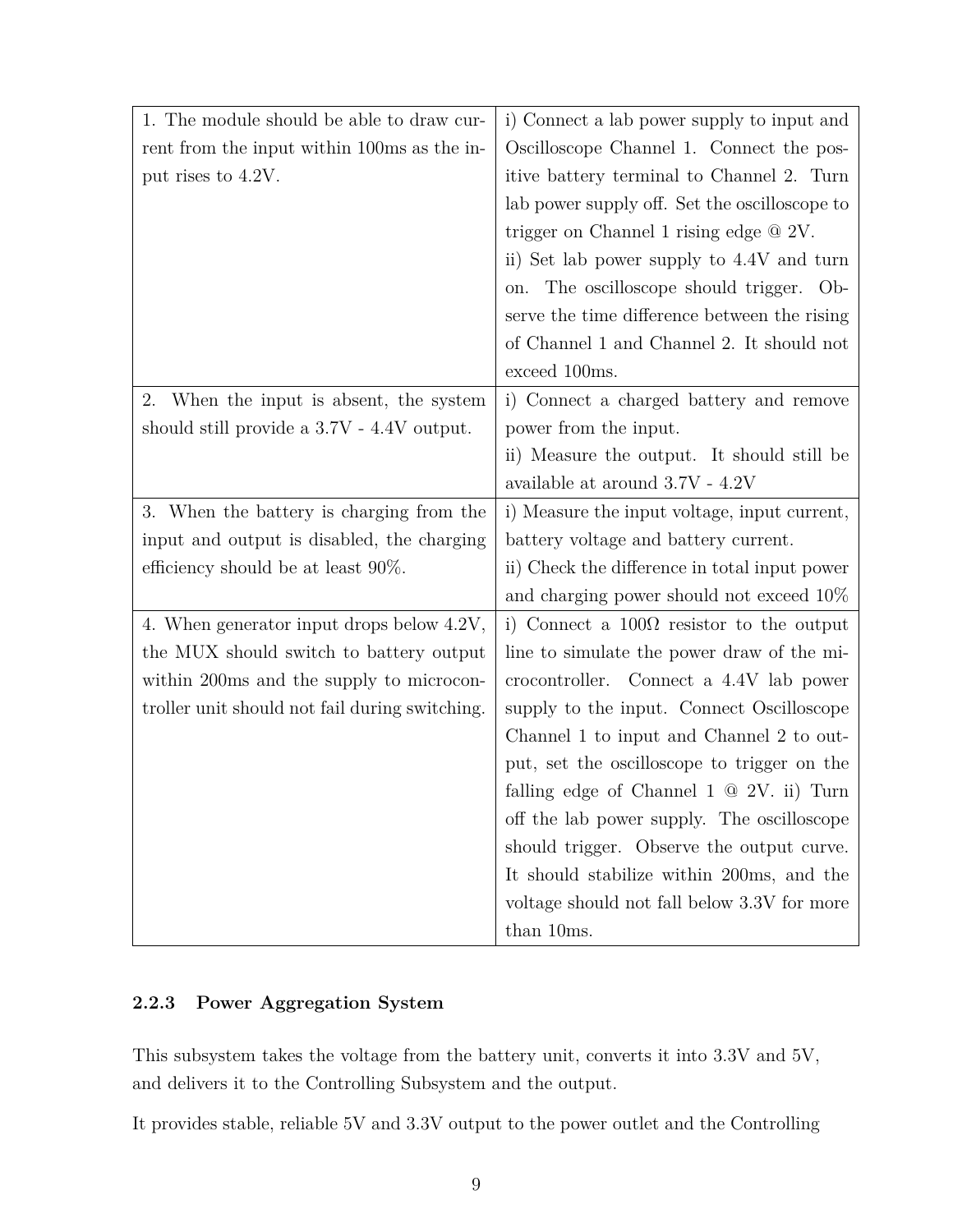| | |
|---|---|
| 1. The module should be able to draw current from the input within 100ms as the input rises to 4.2V. | i) Connect a lab power supply to input and Oscilloscope Channel 1. Connect the positive battery terminal to Channel 2. Turn lab power supply off. Set the oscilloscope to trigger on Channel 1 rising edge @ 2V.<br>ii) Set lab power supply to 4.4V and turn on. The oscilloscope should trigger. Observe the time difference between the rising of Channel 1 and Channel 2. It should not exceed 100ms. |
| 2. When the input is absent, the system should still provide a 3.7V - 4.4V output. | i) Connect a charged battery and remove power from the input.<br>ii) Measure the output. It should still be available at around 3.7V - 4.2V |
| 3. When the battery is charging from the input and output is disabled, the charging efficiency should be at least 90%. | i) Measure the input voltage, input current, battery voltage and battery current.<br>ii) Check the difference in total input power and charging power should not exceed 10% |
| 4. When generator input drops below 4.2V, the MUX should switch to battery output within 200ms and the supply to microcontroller unit should not fail during switching. | i) Connect a 100Ω resistor to the output line to simulate the power draw of the microcontroller. Connect a 4.4V lab power supply to the input. Connect Oscilloscope Channel 1 to input and Channel 2 to output, set the oscilloscope to trigger on the falling edge of Channel 1 @ 2V. ii) Turn off the lab power supply. The oscilloscope should trigger. Observe the output curve. It should stabilize within 200ms, and the voltage should not fall below 3.3V for more than 10ms. |

### 2.2.3 Power Aggregation System

This subsystem takes the voltage from the battery unit, converts it into 3.3V and 5V, and delivers it to the Controlling Subsystem and the output.

It provides stable, reliable 5V and 3.3V output to the power outlet and the Controlling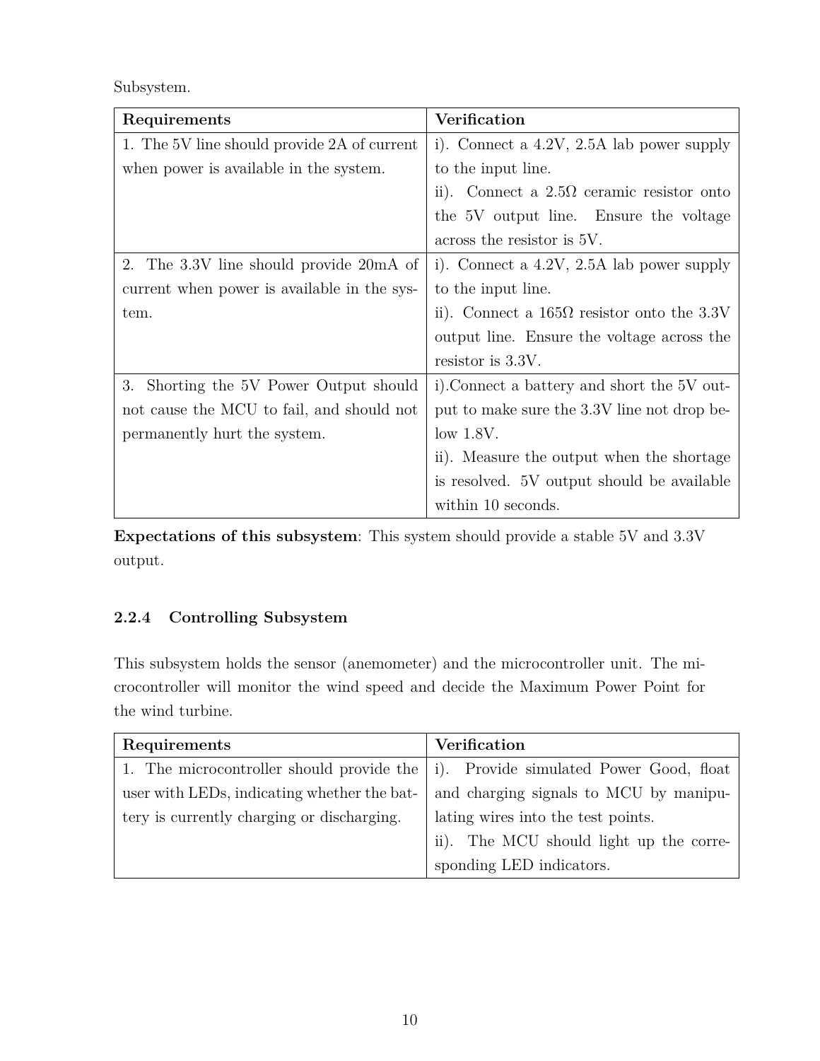Subsystem.

| Requirements | Verification |
| --- | --- |
| 1. The 5V line should provide 2A of current when power is available in the system. | i). Connect a 4.2V, 2.5A lab power supply to the input line.<br>ii). Connect a 2.5Ω ceramic resistor onto the 5V output line. Ensure the voltage across the resistor is 5V. |
| 2. The 3.3V line should provide 20mA of current when power is available in the system. | i). Connect a 4.2V, 2.5A lab power supply to the input line.<br>ii). Connect a 165Ω resistor onto the 3.3V output line. Ensure the voltage across the resistor is 3.3V. |
| 3. Shorting the 5V Power Output should not cause the MCU to fail, and should not permanently hurt the system. | i).Connect a battery and short the 5V output to make sure the 3.3V line not drop below 1.8V.<br>ii). Measure the output when the shortage is resolved. 5V output should be available within 10 seconds. |

**Expectations of this subsystem**: This system should provide a stable 5V and 3.3V output.

#### 2.2.4 Controlling Subsystem

This subsystem holds the sensor (anemometer) and the microcontroller unit. The microcontroller will monitor the wind speed and decide the Maximum Power Point for the wind turbine.

| Requirements | Verification |
| --- | --- |
| 1. The microcontroller should provide the user with LEDs, indicating whether the battery is currently charging or discharging. | i). Provide simulated Power Good, float and charging signals to MCU by manipulating wires into the test points.<br>ii). The MCU should light up the corresponding LED indicators. |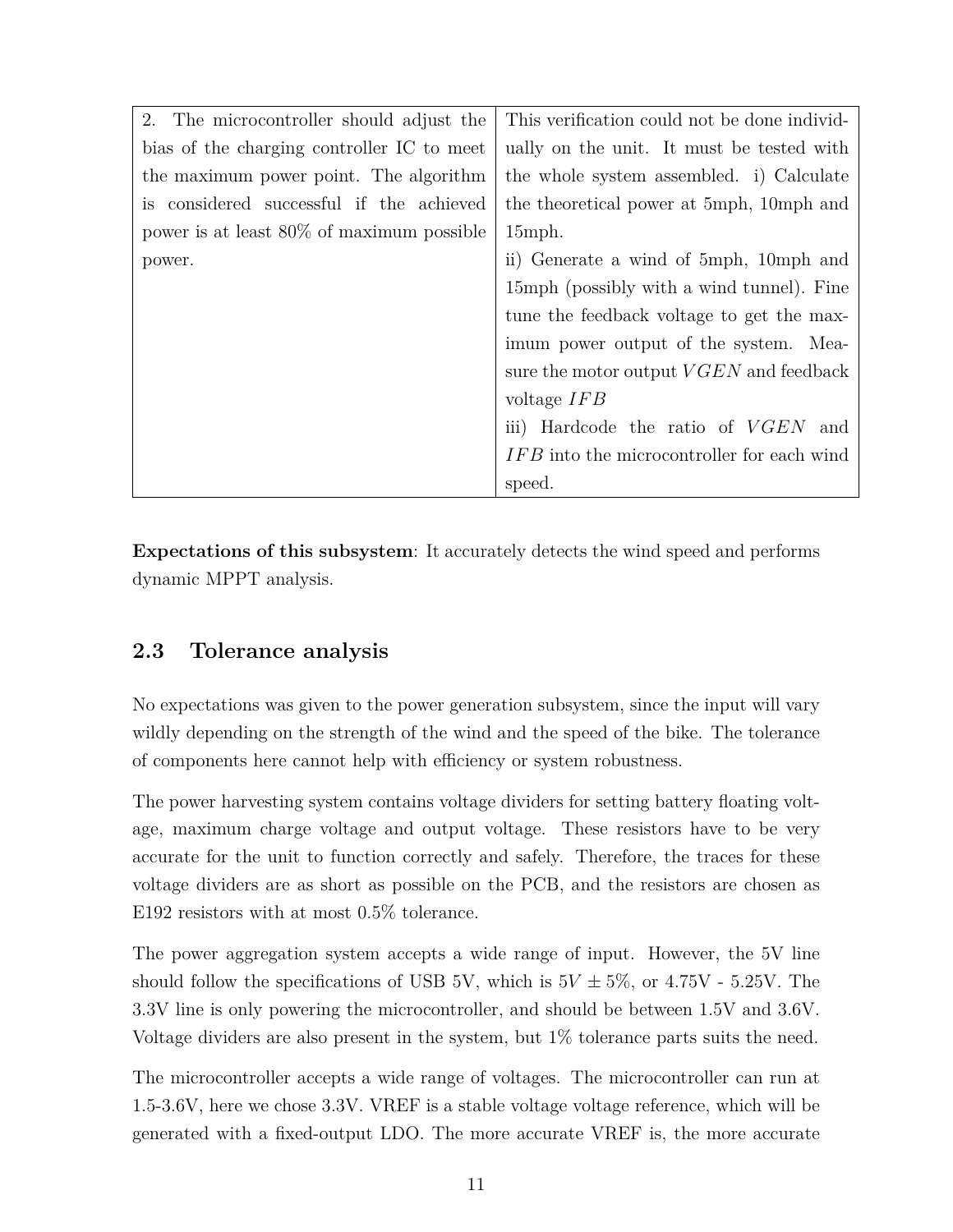| | |
|---|---|
| 2. The microcontroller should adjust the bias of the charging controller IC to meet the maximum power point. The algorithm is considered successful if the achieved power is at least 80% of maximum possible power. | This verification could not be done individually on the unit. It must be tested with the whole system assembled. i) Calculate the theoretical power at 5mph, 10mph and 15mph.<br>ii) Generate a wind of 5mph, 10mph and 15mph (possibly with a wind tunnel). Fine tune the feedback voltage to get the maximum power output of the system. Measure the motor output $VGEN$ and feedback voltage $IFB$<br>iii) Hardcode the ratio of $VGEN$ and $IFB$ into the microcontroller for each wind speed. |

**Expectations of this subsystem**: It accurately detects the wind speed and performs dynamic MPPT analysis.

## 2.3 Tolerance analysis

No expectations was given to the power generation subsystem, since the input will vary wildly depending on the strength of the wind and the speed of the bike. The tolerance of components here cannot help with efficiency or system robustness.

The power harvesting system contains voltage dividers for setting battery floating voltage, maximum charge voltage and output voltage. These resistors have to be very accurate for the unit to function correctly and safely. Therefore, the traces for these voltage dividers are as short as possible on the PCB, and the resistors are chosen as E192 resistors with at most 0.5% tolerance.

The power aggregation system accepts a wide range of input. However, the 5V line should follow the specifications of USB 5V, which is $5V \pm 5\%$, or 4.75V - 5.25V. The 3.3V line is only powering the microcontroller, and should be between 1.5V and 3.6V. Voltage dividers are also present in the system, but 1% tolerance parts suits the need.

The microcontroller accepts a wide range of voltages. The microcontroller can run at 1.5-3.6V, here we chose 3.3V. VREF is a stable voltage voltage reference, which will be generated with a fixed-output LDO. The more accurate VREF is, the more accurate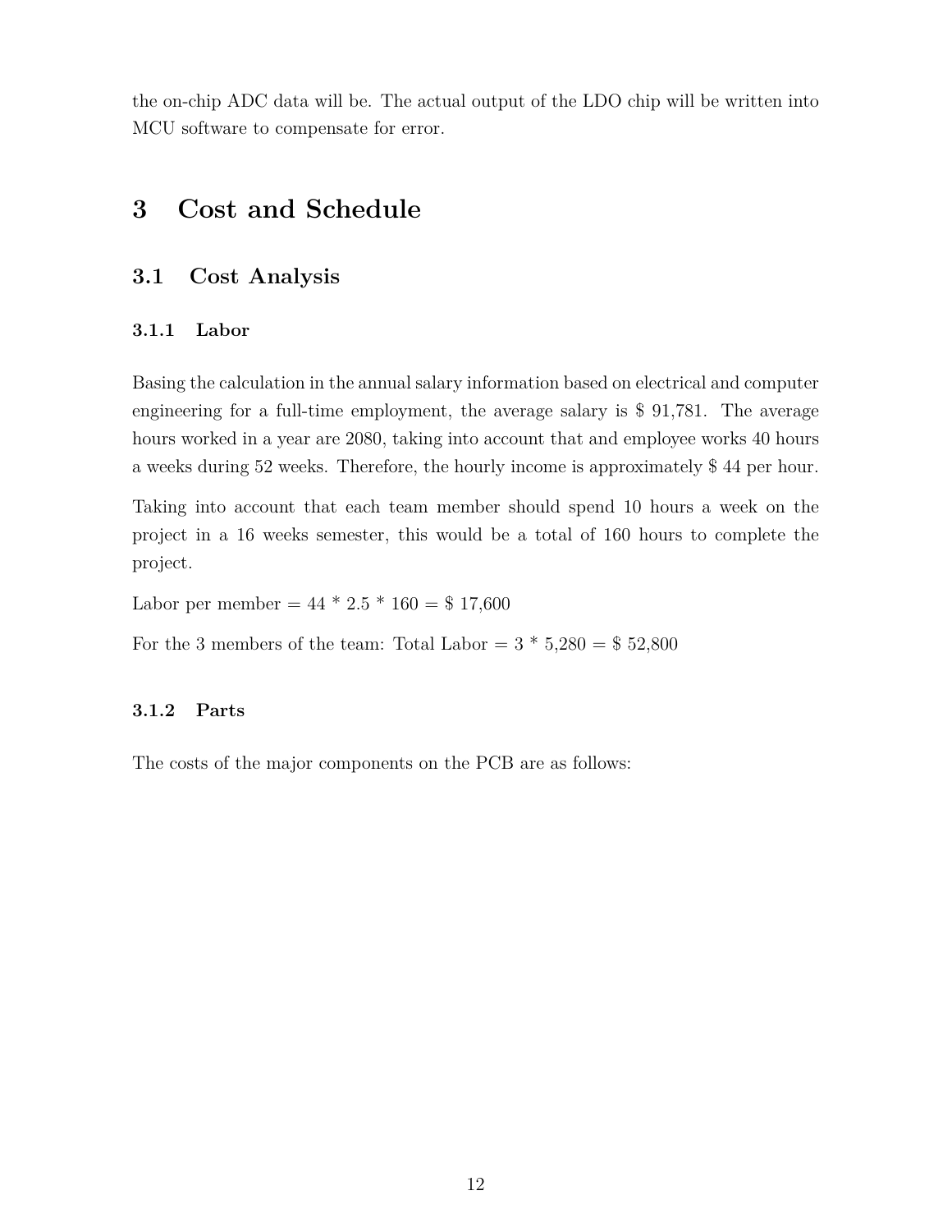the on-chip ADC data will be. The actual output of the LDO chip will be written into MCU software to compensate for error.

# 3 Cost and Schedule

## 3.1 Cost Analysis

### 3.1.1 Labor

Basing the calculation in the annual salary information based on electrical and computer engineering for a full-time employment, the average salary is $ 91,781. The average hours worked in a year are 2080, taking into account that and employee works 40 hours a weeks during 52 weeks. Therefore, the hourly income is approximately $ 44 per hour.

Taking into account that each team member should spend 10 hours a week on the project in a 16 weeks semester, this would be a total of 160 hours to complete the project.

Labor per member = 44 * 2.5 * 160 = $ 17,600

For the 3 members of the team: Total Labor = 3 * 5,280 = $ 52,800

### 3.1.2 Parts

The costs of the major components on the PCB are as follows: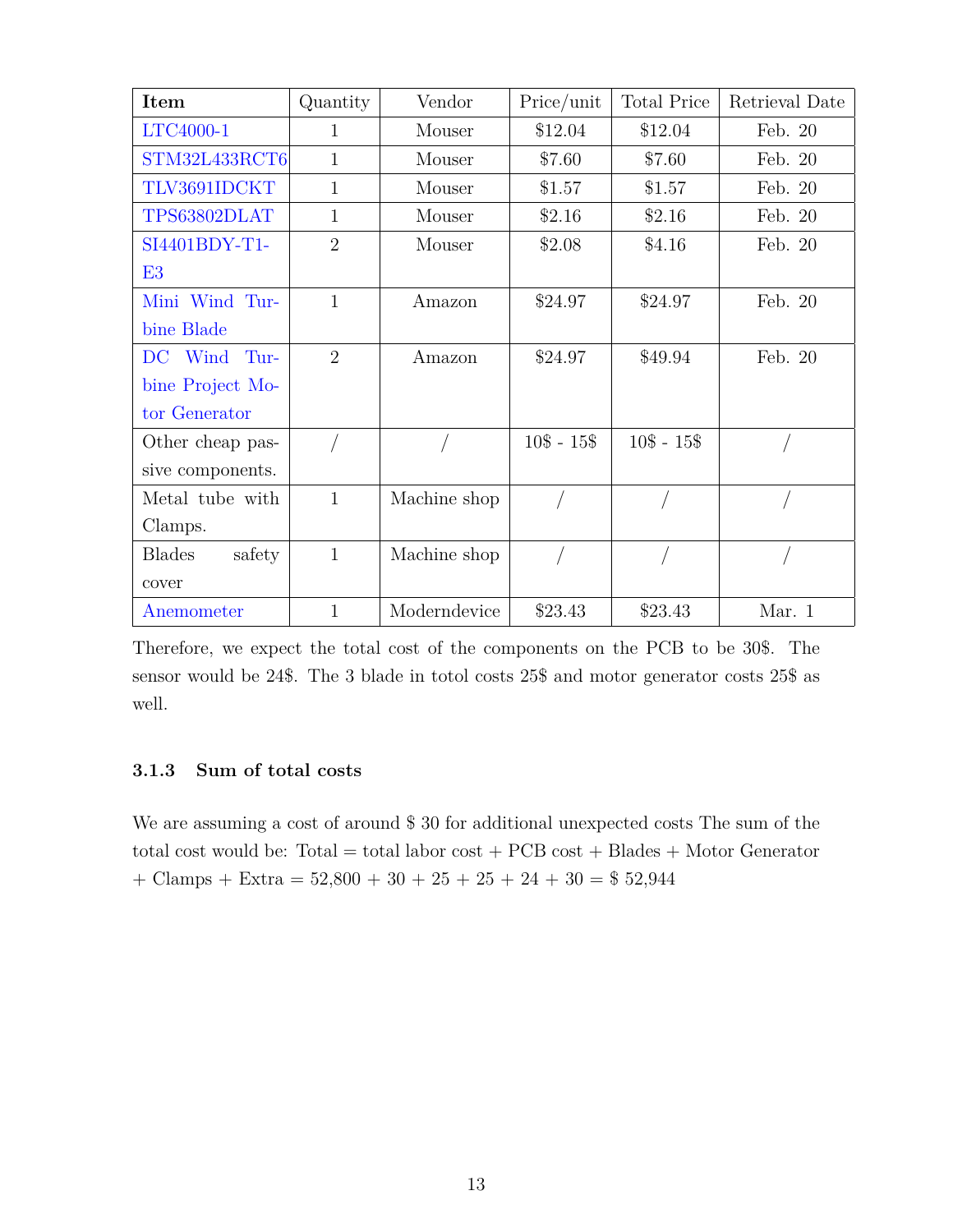| Item | Quantity | Vendor | Price/unit | Total Price | Retrieval Date |
| --- | --- | --- | --- | --- | --- |
| LTC4000-1 | 1 | Mouser | $12.04 | $12.04 | Feb. 20 |
| STM32L433RCT6 | 1 | Mouser | $7.60 | $7.60 | Feb. 20 |
| TLV3691IDCKT | 1 | Mouser | $1.57 | $1.57 | Feb. 20 |
| TPS63802DLAT | 1 | Mouser | $2.16 | $2.16 | Feb. 20 |
| SI4401BDY-T1-E3 | 2 | Mouser | $2.08 | $4.16 | Feb. 20 |
| Mini Wind Turbine Blade | 1 | Amazon | $24.97 | $24.97 | Feb. 20 |
| DC Wind Turbine Project Motor Generator | 2 | Amazon | $24.97 | $49.94 | Feb. 20 |
| Other cheap passive components. | / | / | 10$ - 15$ | 10$ - 15$ | / |
| Metal tube with Clamps. | 1 | Machine shop | / | / | / |
| Blades safety cover | 1 | Machine shop | / | / | / |
| Anemometer | 1 | Moderndevice | $23.43 | $23.43 | Mar. 1 |

Therefore, we expect the total cost of the components on the PCB to be 30$. The sensor would be 24$. The 3 blade in totol costs 25$ and motor generator costs 25$ as well.

### 3.1.3 Sum of total costs

We are assuming a cost of around $ 30 for additional unexpected costs The sum of the total cost would be: Total = total labor cost + PCB cost + Blades + Motor Generator + Clamps + Extra = 52,800 + 30 + 25 + 25 + 24 + 30 = $ 52,944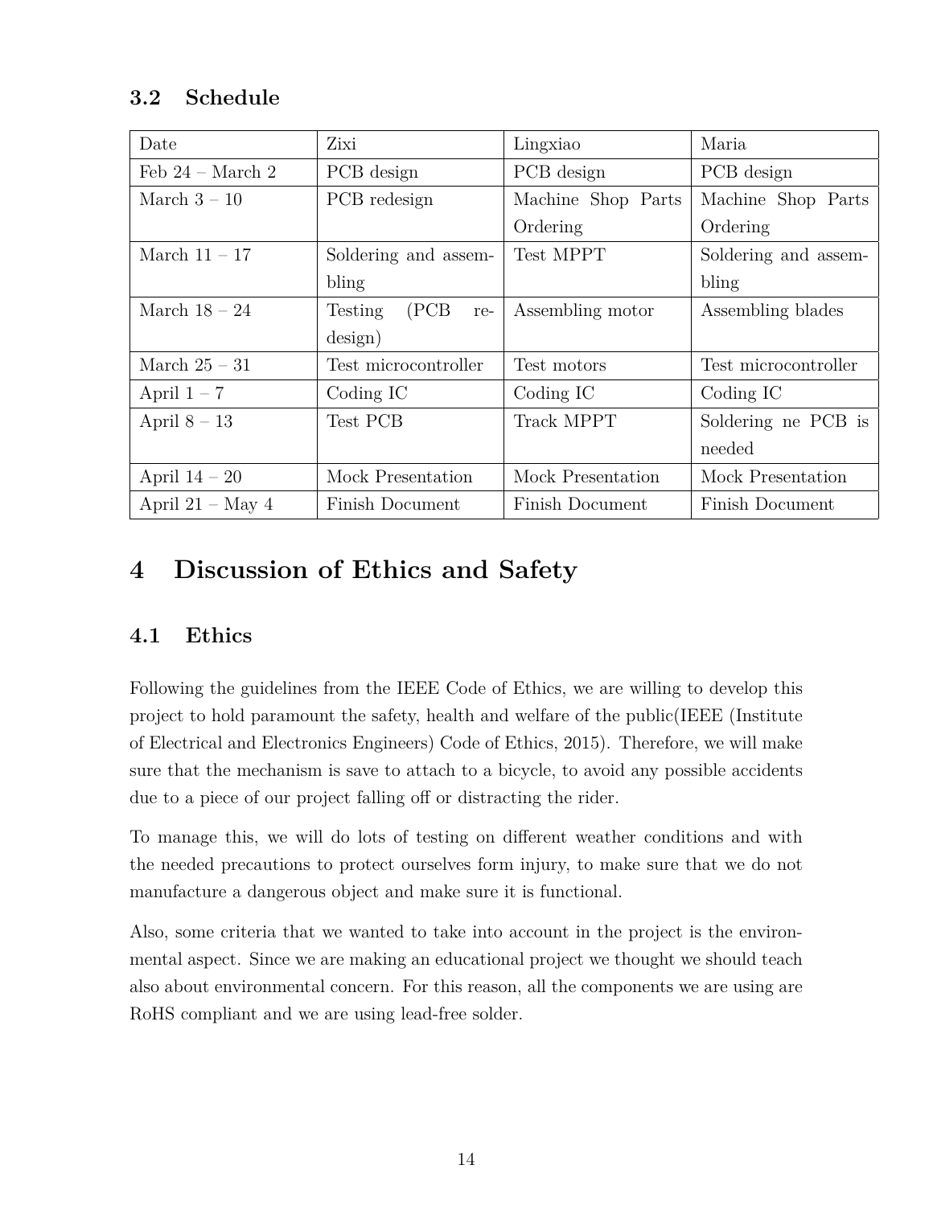### 3.2 Schedule

| Date | Zixi | Lingxiao | Maria |
|---|---|---|---|
| Feb 24 – March 2 | PCB design | PCB design | PCB design |
| March 3 – 10 | PCB redesign | Machine Shop Parts Ordering | Machine Shop Parts Ordering |
| March 11 – 17 | Soldering and assembling | Test MPPT | Soldering and assembling |
| March 18 – 24 | Testing (PCB redesign) | Assembling motor | Assembling blades |
| March 25 – 31 | Test microcontroller | Test motors | Test microcontroller |
| April 1 – 7 | Coding IC | Coding IC | Coding IC |
| April 8 – 13 | Test PCB | Track MPPT | Soldering ne PCB is needed |
| April 14 – 20 | Mock Presentation | Mock Presentation | Mock Presentation |
| April 21 – May 4 | Finish Document | Finish Document | Finish Document |

# 4 Discussion of Ethics and Safety

## 4.1 Ethics

Following the guidelines from the IEEE Code of Ethics, we are willing to develop this project to hold paramount the safety, health and welfare of the public(IEEE (Institute of Electrical and Electronics Engineers) Code of Ethics, 2015). Therefore, we will make sure that the mechanism is save to attach to a bicycle, to avoid any possible accidents due to a piece of our project falling off or distracting the rider.

To manage this, we will do lots of testing on different weather conditions and with the needed precautions to protect ourselves form injury, to make sure that we do not manufacture a dangerous object and make sure it is functional.

Also, some criteria that we wanted to take into account in the project is the environmental aspect. Since we are making an educational project we thought we should teach also about environmental concern. For this reason, all the components we are using are RoHS compliant and we are using lead-free solder.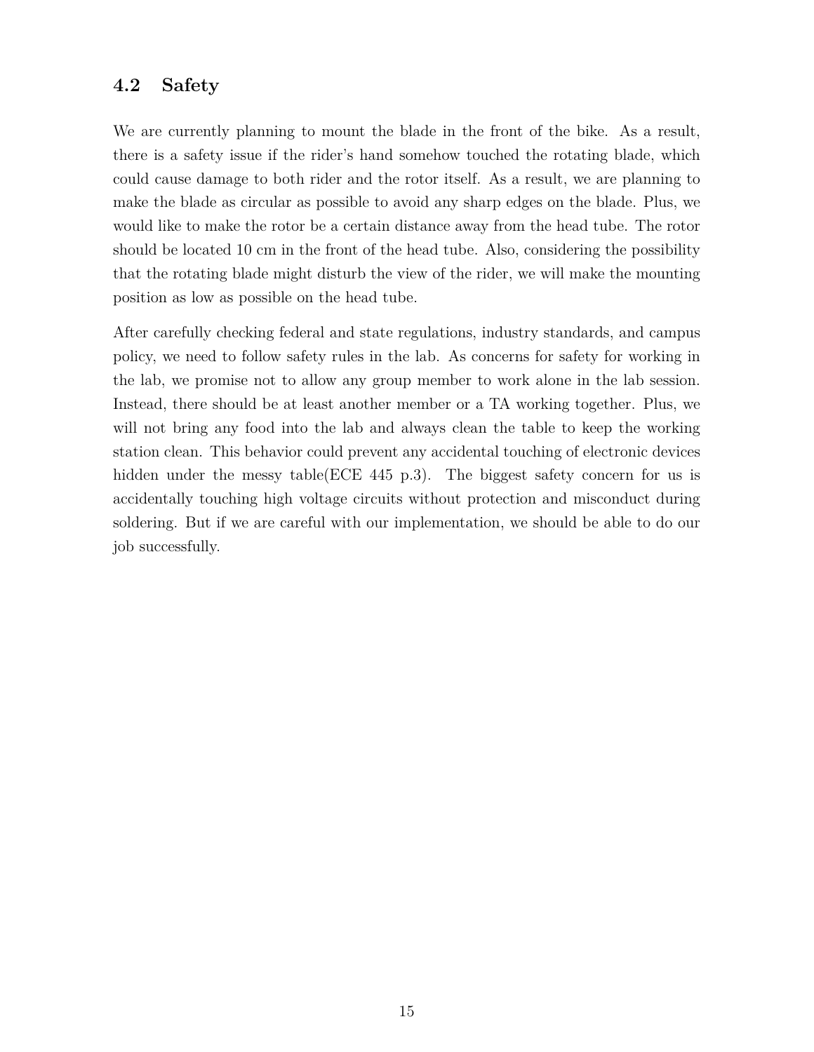## 4.2 Safety

We are currently planning to mount the blade in the front of the bike. As a result, there is a safety issue if the rider's hand somehow touched the rotating blade, which could cause damage to both rider and the rotor itself. As a result, we are planning to make the blade as circular as possible to avoid any sharp edges on the blade. Plus, we would like to make the rotor be a certain distance away from the head tube. The rotor should be located 10 cm in the front of the head tube. Also, considering the possibility that the rotating blade might disturb the view of the rider, we will make the mounting position as low as possible on the head tube.

After carefully checking federal and state regulations, industry standards, and campus policy, we need to follow safety rules in the lab. As concerns for safety for working in the lab, we promise not to allow any group member to work alone in the lab session. Instead, there should be at least another member or a TA working together. Plus, we will not bring any food into the lab and always clean the table to keep the working station clean. This behavior could prevent any accidental touching of electronic devices hidden under the messy table(ECE 445 p.3). The biggest safety concern for us is accidentally touching high voltage circuits without protection and misconduct during soldering. But if we are careful with our implementation, we should be able to do our job successfully.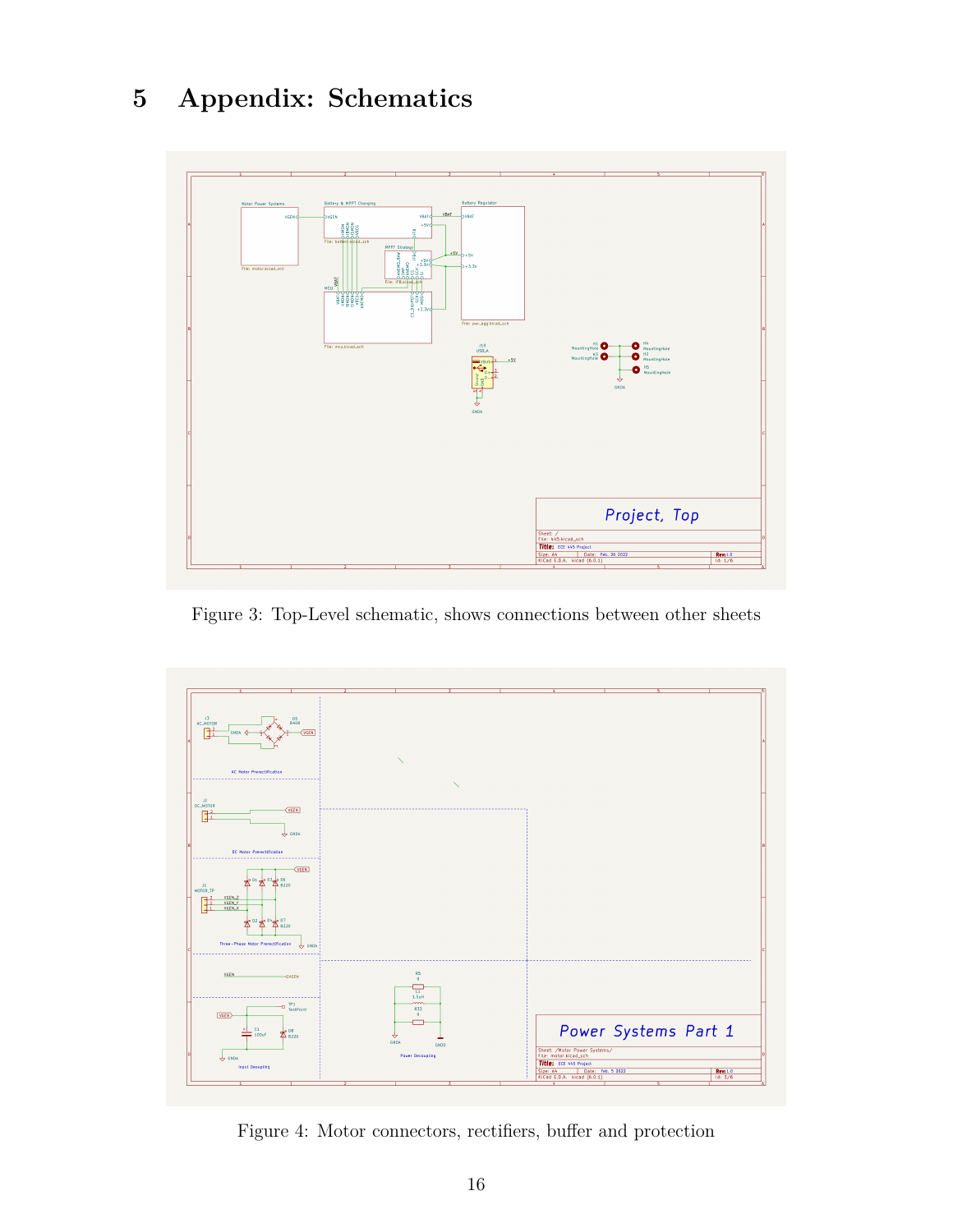# 5 Appendix: Schematics

Figure 3: Top-Level schematic, shows connections between other sheets

Figure 4: Motor connectors, rectifiers, buffer and protection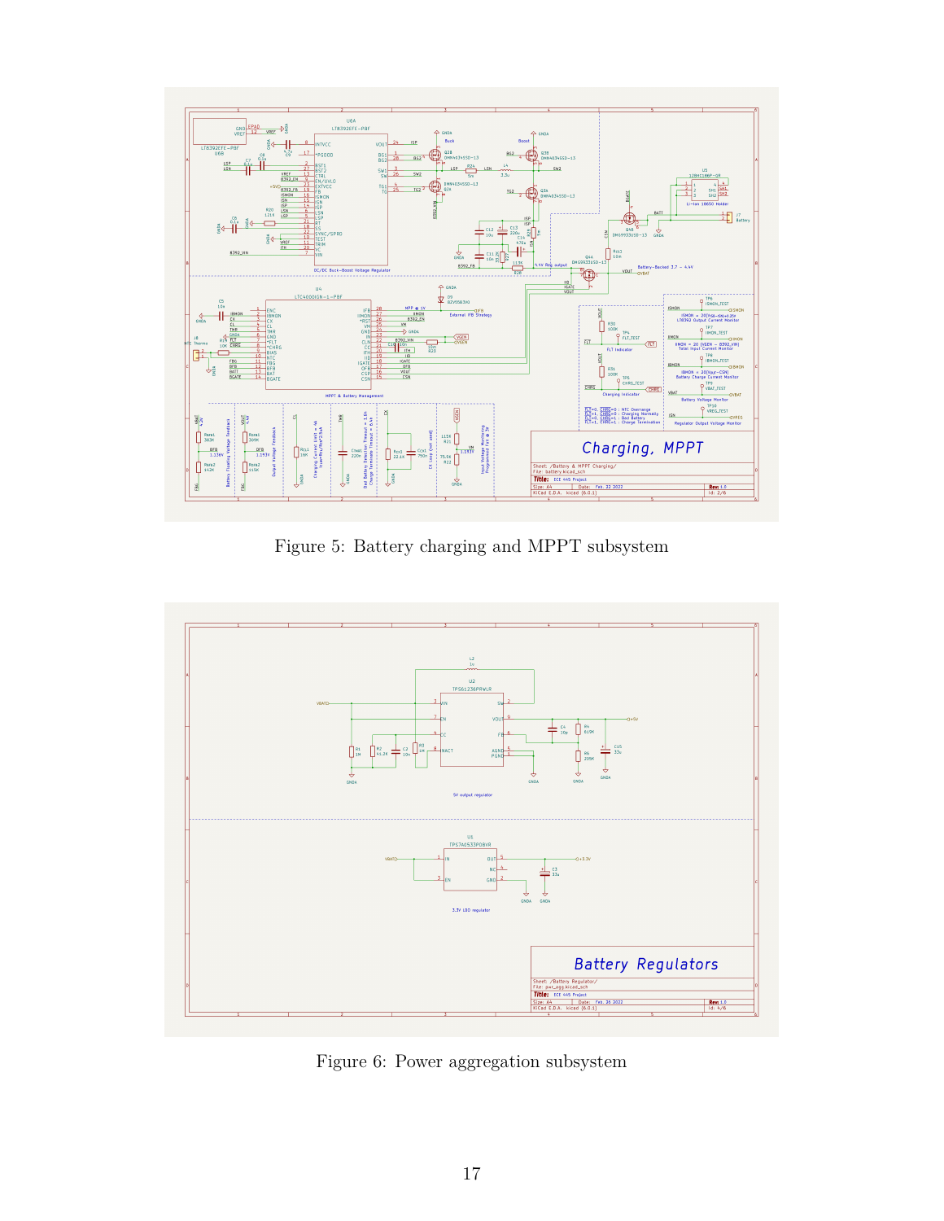Figure 5: Battery charging and MPPT subsystem

Figure 6: Power aggregation subsystem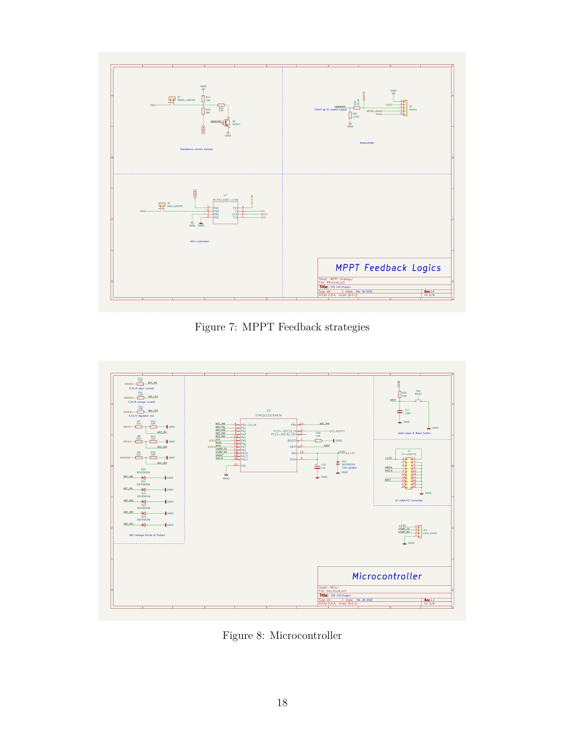Figure 7: MPPT Feedback strategies

Figure 8: Microcontroller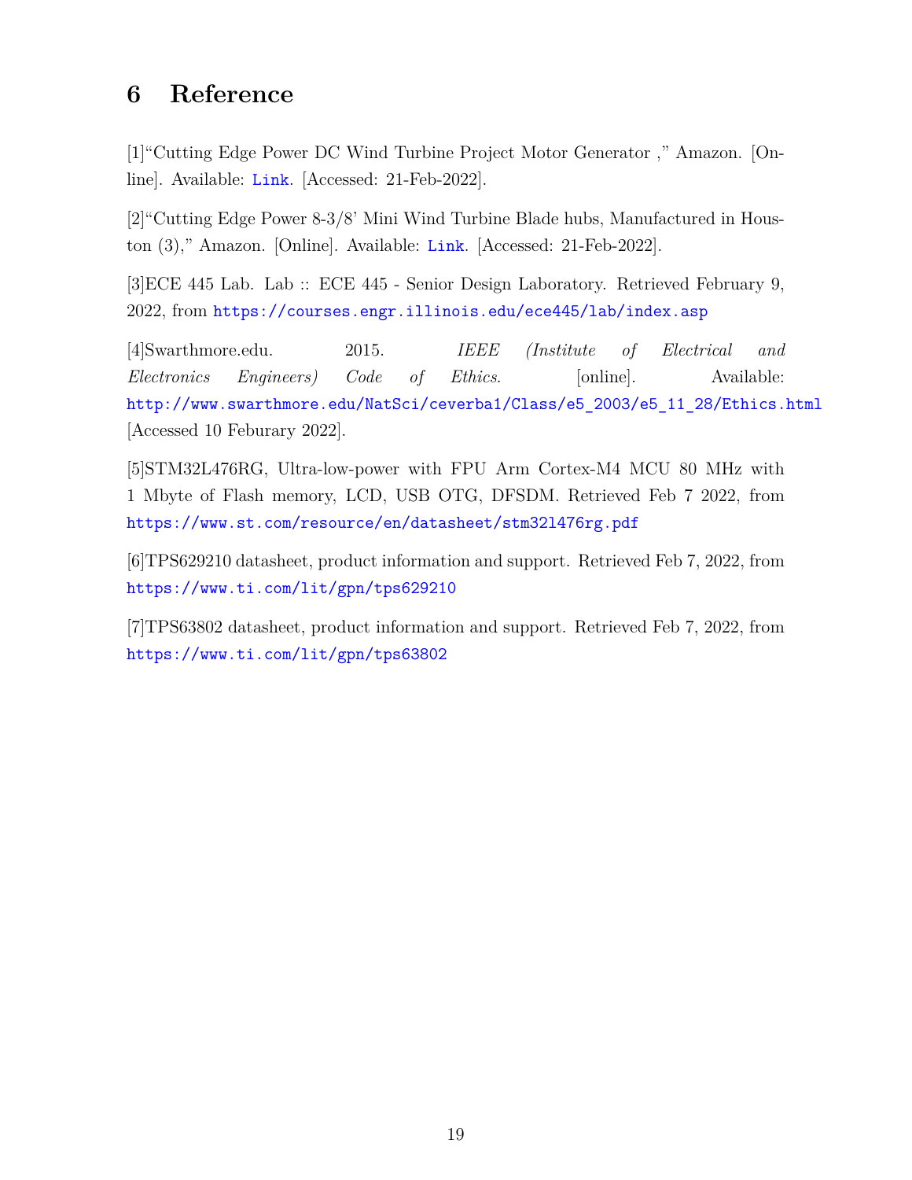# 6 Reference

[1]"Cutting Edge Power DC Wind Turbine Project Motor Generator ," Amazon. [Online]. Available: Link. [Accessed: 21-Feb-2022].

[2]"Cutting Edge Power 8-3/8' Mini Wind Turbine Blade hubs, Manufactured in Houston (3)," Amazon. [Online]. Available: Link. [Accessed: 21-Feb-2022].

[3]ECE 445 Lab. Lab :: ECE 445 - Senior Design Laboratory. Retrieved February 9, 2022, from https://courses.engr.illinois.edu/ece445/lab/index.asp

[4]Swarthmore.edu. 2015. *IEEE (Institute of Electrical and Electronics Engineers) Code of Ethics*. [online]. Available: http://www.swarthmore.edu/NatSci/ceverba1/Class/e5_2003/e5_11_28/Ethics.html [Accessed 10 Feburary 2022].

[5]STM32L476RG, Ultra-low-power with FPU Arm Cortex-M4 MCU 80 MHz with 1 Mbyte of Flash memory, LCD, USB OTG, DFSDM. Retrieved Feb 7 2022, from https://www.st.com/resource/en/datasheet/stm32l476rg.pdf

[6]TPS629210 datasheet, product information and support. Retrieved Feb 7, 2022, from https://www.ti.com/lit/gpn/tps629210

[7]TPS63802 datasheet, product information and support. Retrieved Feb 7, 2022, from https://www.ti.com/lit/gpn/tps63802